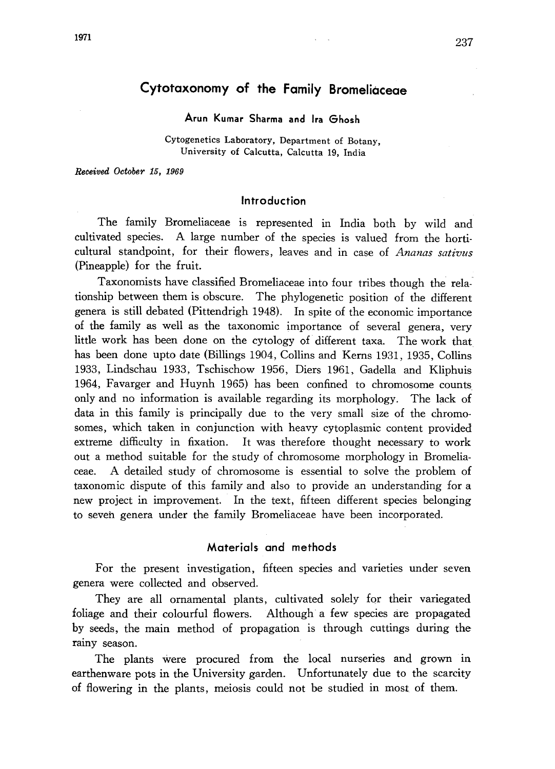# Cytotaxonomy of the Family Bromeliaceae

**Arun Kumar Sharma and Ira Ghosh**

Cytogenetics Laboratory, Department of Botany,
University of Calcutta, Calcutta 19, India

*Received October 15, 1969*

## Introduction

The family Bromeliaceae is represented in India both by wild and cultivated species. A large number of the species is valued from the horticultural standpoint, for their flowers, leaves and in case of *Ananas sativus* (Pineapple) for the fruit.

Taxonomists have classified Bromeliaceae into four tribes though the relationship between them is obscure. The phylogenetic position of the different genera is still debated (Pittendrigh 1948). In spite of the economic importance of the family as well as the taxonomic importance of several genera, very little work has been done on the cytology of different taxa. The work that has been done upto date (Billings 1904, Collins and Kerns 1931, 1935, Collins 1933, Lindschau 1933, Tschischow 1956, Diers 1961, Gadella and Kliphuis 1964, Favarger and Huynh 1965) has been confined to chromosome counts only and no information is available regarding its morphology. The lack of data in this family is principally due to the very small size of the chromosomes, which taken in conjunction with heavy cytoplasmic content provided extreme difficulty in fixation. It was therefore thought necessary to work out a method suitable for the study of chromosome morphology in Bromeliaceae. A detailed study of chromosome is essential to solve the problem of taxonomic dispute of this family and also to provide an understanding for a new project in improvement. In the text, fifteen different species belonging to seven genera under the family Bromeliaceae have been incorporated.

## Materials and methods

For the present investigation, fifteen species and varieties under seven genera were collected and observed.

They are all ornamental plants, cultivated solely for their variegated foliage and their colourful flowers. Although a few species are propagated by seeds, the main method of propagation is through cuttings during the rainy season.

The plants were procured from the local nurseries and grown in earthenware pots in the University garden. Unfortunately due to the scarcity of flowering in the plants, meiosis could not be studied in most of them.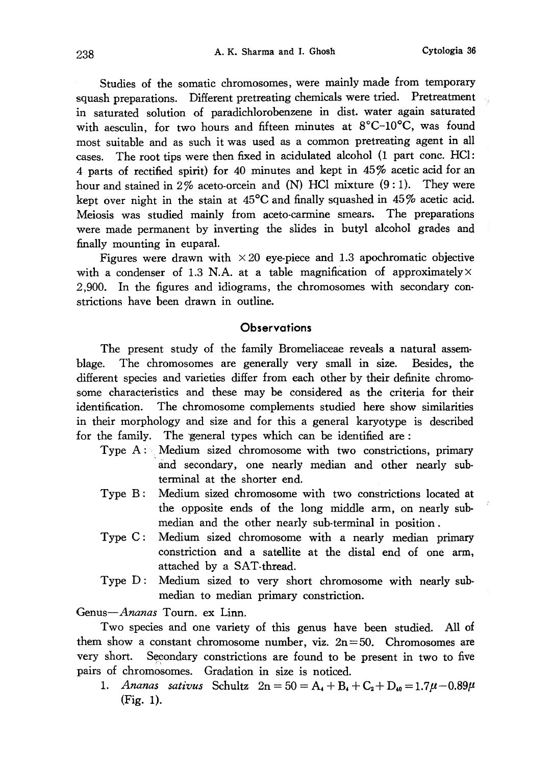Studies of the somatic chromosomes, were mainly made from temporary squash preparations. Different pretreating chemicals were tried. Pretreatment in saturated solution of paradichlorobenzene in dist. water again saturated with aesculin, for two hours and fifteen minutes at 8°C–10°C, was found most suitable and as such it was used as a common pretreating agent in all cases. The root tips were then fixed in acidulated alcohol (1 part conc. HCl: 4 parts of rectified spirit) for 40 minutes and kept in 45% acetic acid for an hour and stained in 2% aceto-orcein and (N) HCl mixture (9:1). They were kept over night in the stain at 45°C and finally squashed in 45% acetic acid. Meiosis was studied mainly from aceto-carmine smears. The preparations were made permanent by inverting the slides in butyl alcohol grades and finally mounting in euparal.

Figures were drawn with ×20 eye-piece and 1.3 apochromatic objective with a condenser of 1.3 N.A. at a table magnification of approximately × 2,900. In the figures and idiograms, the chromosomes with secondary constrictions have been drawn in outline.

## Observations

The present study of the family Bromeliaceae reveals a natural assemblage. The chromosomes are generally very small in size. Besides, the different species and varieties differ from each other by their definite chromosome characteristics and these may be considered as the criteria for their identification. The chromosome complements studied here show similarities in their morphology and size and for this a general karyotype is described for the family. The general types which can be identified are:

- Type A: Medium sized chromosome with two constrictions, primary and secondary, one nearly median and other nearly sub-terminal at the shorter end.
- Type B: Medium sized chromosome with two constrictions located at the opposite ends of the long middle arm, on nearly sub-median and the other nearly sub-terminal in position.
- Type C: Medium sized chromosome with a nearly median primary constriction and a satellite at the distal end of one arm, attached by a SAT-thread.
- Type D: Medium sized to very short chromosome with nearly sub-median to median primary constriction.

Genus—*Ananas* Tourn. ex Linn.

Two species and one variety of this genus have been studied. All of them show a constant chromosome number, viz. $2n=50$. Chromosomes are very short. Secondary constrictions are found to be present in two to five pairs of chromosomes. Gradation in size is noticed.

1. *Ananas sativus* Schultz $2n=50=A_4+B_4+C_2+D_{40}=1.7\mu-0.89\mu$ (Fig. 1).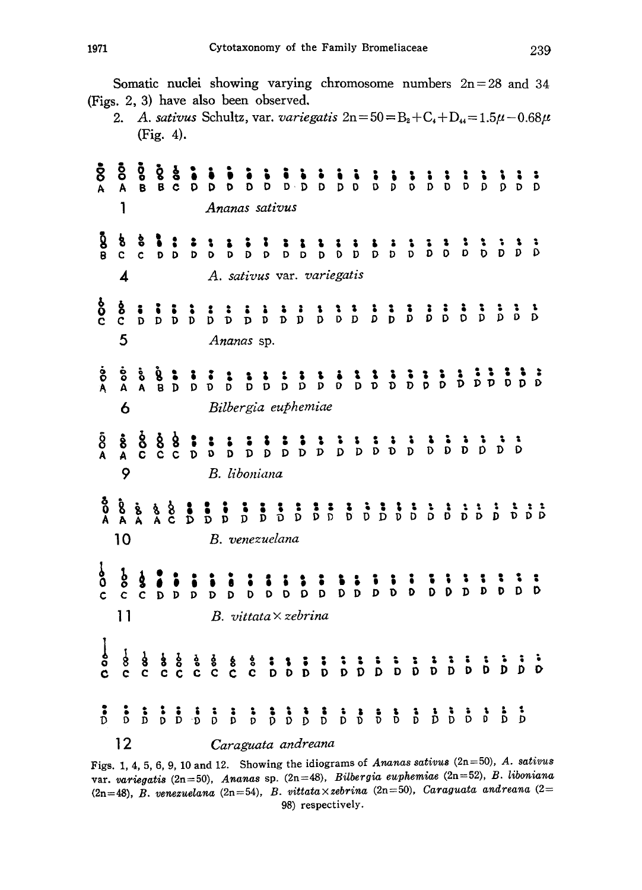Somatic nuclei showing varying chromosome numbers 2n=28 and 34 (Figs. 2, 3) have also been observed.

2. *A. sativus* Schultz, var. *variegatis* $2n=50=B_2+C_4+D_{44}=1.5\mu-0.68\mu$ (Fig. 4).

A A B B C D D D D D D D D D D D D D D D D D D D D

1 *Ananas sativus*

B C C D D D D D D D D D D D D D D D D D D D D D D

4 *A. sativus* var. *variegatis*

C C D D D D D D D D D D D D D D D D D D D D D D

5 *Ananas* sp.

A A A B D D D D D D D D D D D D D D D D D D D D D D

6 *Bilbergia euphemiae*

A A C C C D D D D D D D D D D D D D D D D D D D

9 *B. liboniana*

A A A A C D D D D D D D D D D D D D D D D D D D D D D

10 *B. venezuelana*

C C C D D D D D D D D D D D D D D D D D D D D D D

11 *B. vittata* × *zebrina*

C C C C C C C C D D D D D D D D D D D D D D D D D

D D D D D D D D D D D D D D D D D D D D D D D D

12 *Caraguata andreana*

Figs. 1, 4, 5, 6, 9, 10 and 12. Showing the idiograms of *Ananas sativus* (2n=50), *A. sativus* var. *variegatis* (2n=50), *Ananas* sp. (2n=48), *Bilbergia euphemiae* (2n=52), *B. liboniana* (2n=48), *B. venezuelana* (2n=54), *B. vittata*×*zebrina* (2n=50), *Caraguata andreana* (2=98) respectively.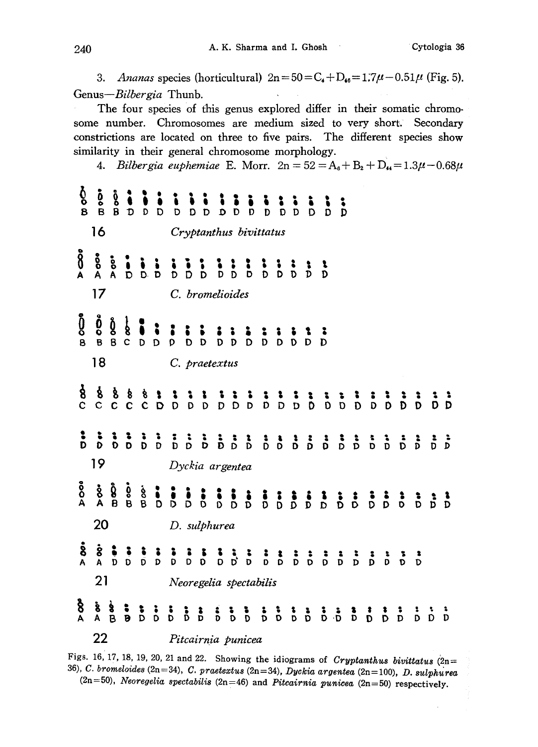3. *Ananas* species (horticultural) $2n=50=C_4+D_{46}=1.7\mu-0.51\mu$ (Fig. 5).

Genus—*Bilbergia* Thunb.

The four species of this genus explored differ in their somatic chromosome number. Chromosomes are medium sized to very short. Secondary constrictions are located on three to five pairs. The different species show similarity in their general chromosome morphology.

4. *Bilbergia euphemiae* E. Morr. $2n=52=A_6+B_2+D_{44}=1.3\mu-0.68\mu$

B B B D D D D D D D D D D D D D D D

16 *Cryptanthus bivittatus*

A A A D D D D D D D D D D D D D D

17 *C. bromelioides*

B B B C D D D D D D D D D D D D D

18 *C. praetextus*

C C C C C D D D D D D D D D D D D D D D D D D D D

D D D D D D D D D D D D D D D D D D D D D D D D D

19 *Dyckia argentea*

A A B B B D D D D D D D D D D D D D D D D D D D D

20 *D. sulphurea*

A A D D D D D D D D D D D D D D D D D D D D D

21 *Neoregelia spectabilis*

A A B B D D D D D D D D D D D D D D D D D D D D D

22 *Pitcairnia punicea*

Figs. 16, 17, 18, 19, 20, 21 and 22. Showing the idiograms of *Cryptanthus bivittatus* (2n=36), *C. bromeloides* (2n=34), *C. praetextus* (2n=34), *Dyckia argentea* (2n=100), *D. sulphurea* (2n=50), *Neoregelia spectabilis* (2n=46) and *Pitcairnia punicea* (2n=50) respectively.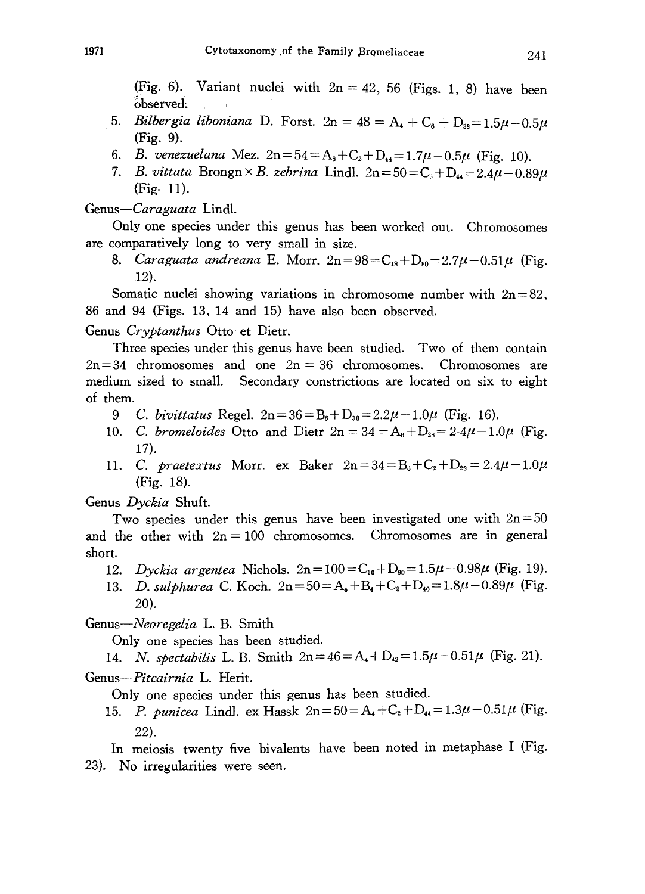(Fig. 6). Variant nuclei with 2n = 42, 56 (Figs. 1, 8) have been observed.

5. *Bilbergia liboniana* D. Forst. $2n = 48 = A_4 + C_6 + D_{38} = 1.5\mu - 0.5\mu$ (Fig. 9).
6. *B. venezuelana* Mez. $2n = 54 = A_8 + C_2 + D_{44} = 1.7\mu - 0.5\mu$ (Fig. 10).
7. *B. vittata* Brongn × *B. zebrina* Lindl. $2n = 50 = C_6 + D_{44} = 2.4\mu - 0.89\mu$ (Fig. 11).

Genus—*Caraguata* Lindl.

Only one species under this genus has been worked out. Chromosomes are comparatively long to very small in size.

8. *Caraguata andreana* E. Morr. $2n = 98 = C_{18} + D_{80} = 2.7\mu - 0.51\mu$ (Fig. 12).

Somatic nuclei showing variations in chromosome number with 2n = 82, 86 and 94 (Figs. 13, 14 and 15) have also been observed.

Genus *Cryptanthus* Otto et Dietr.

Three species under this genus have been studied. Two of them contain 2n = 34 chromosomes and one 2n = 36 chromosomes. Chromosomes are medium sized to small. Secondary constrictions are located on six to eight of them.

9. *C. bivittatus* Regel. $2n = 36 = B_6 + D_{30} = 2.2\mu - 1.0\mu$ (Fig. 16).
10. *C. bromeloides* Otto and Dietr $2n = 34 = A_6 + D_{28} = 2\text{-}4\mu - 1.0\mu$ (Fig. 17).
11. *C. praetextus* Morr. ex Baker $2n = 34 = B_9 + C_2 + D_{23} = 2.4\mu - 1.0\mu$ (Fig. 18).

Genus *Dyckia* Shuft.

Two species under this genus have been investigated one with 2n = 50 and the other with 2n = 100 chromosomes. Chromosomes are in general short.

12. *Dyckia argentea* Nichols. $2n = 100 = C_{10} + D_{90} = 1.5\mu - 0.98\mu$ (Fig. 19).
13. *D. sulphurea* C. Koch. $2n = 50 = A_4 + B_4 + C_2 + D_{40} = 1.8\mu - 0.89\mu$ (Fig. 20).

Genus—*Neoregelia* L. B. Smith

Only one species has been studied.

14. *N. spectabilis* L. B. Smith $2n = 46 = A_4 + D_{42} = 1.5\mu - 0.51\mu$ (Fig. 21).

Genus—*Pitcairnia* L. Herit.

Only one species under this genus has been studied.

15. *P. punicea* Lindl. ex Hassk $2n = 50 = A_4 + C_2 + D_{44} = 1.3\mu - 0.51\mu$ (Fig. 22).

In meiosis twenty five bivalents have been noted in metaphase I (Fig. 23). No irregularities were seen.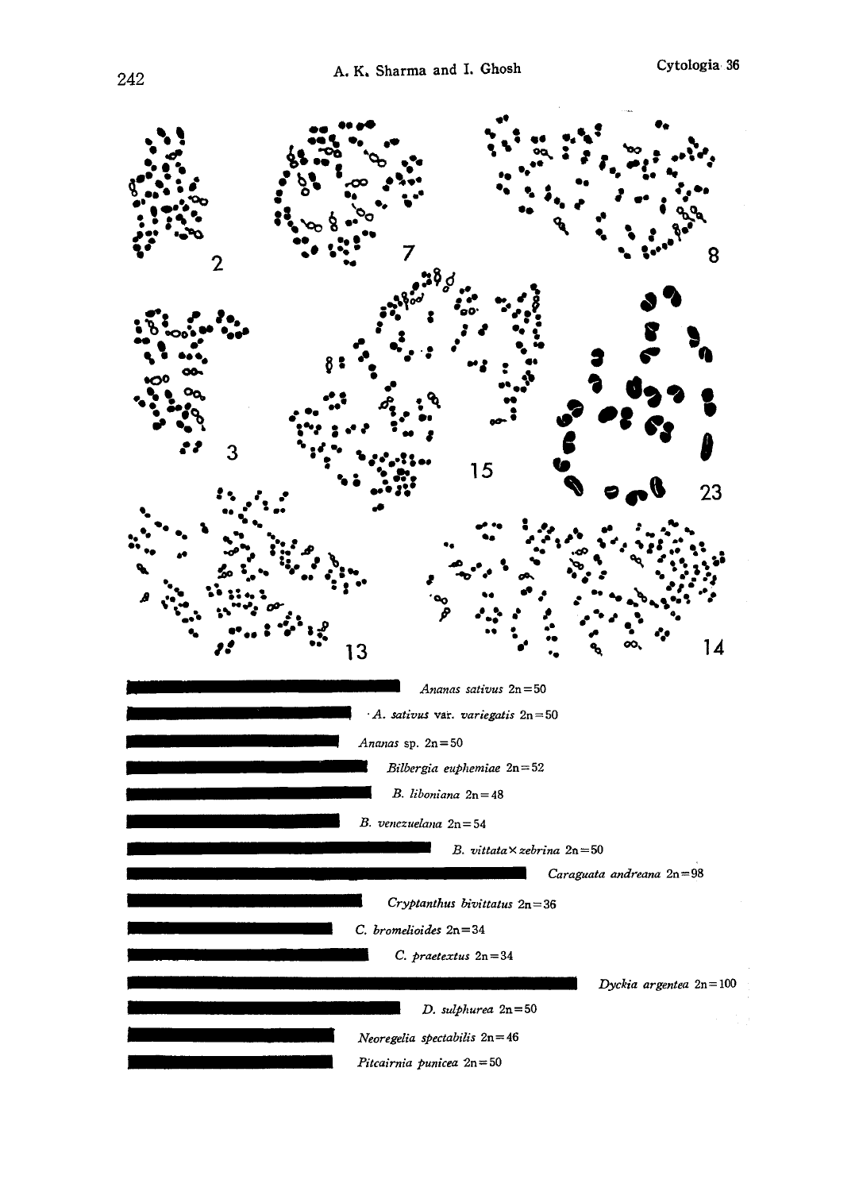2 7 8

3 15 23

13 14

*Ananas sativus* 2n=50

*A. sativus* var. *variegatis* 2n=50

*Ananas* sp. 2n=50

*Bilbergia euphemiae* 2n=52

*B. liboniana* 2n=48

*B. venezuelana* 2n=54

*B. vittata* × *zebrina* 2n=50

*Caraguata andreana* 2n=98

*Cryptanthus bivittatus* 2n=36

*C. bromelioides* 2n=34

*C. praetextus* 2n=34

*Dyckia argentea* 2n=100

*D. sulphurea* 2n=50

*Neoregelia spectabilis* 2n=46

*Pitcairnia punicea* 2n=50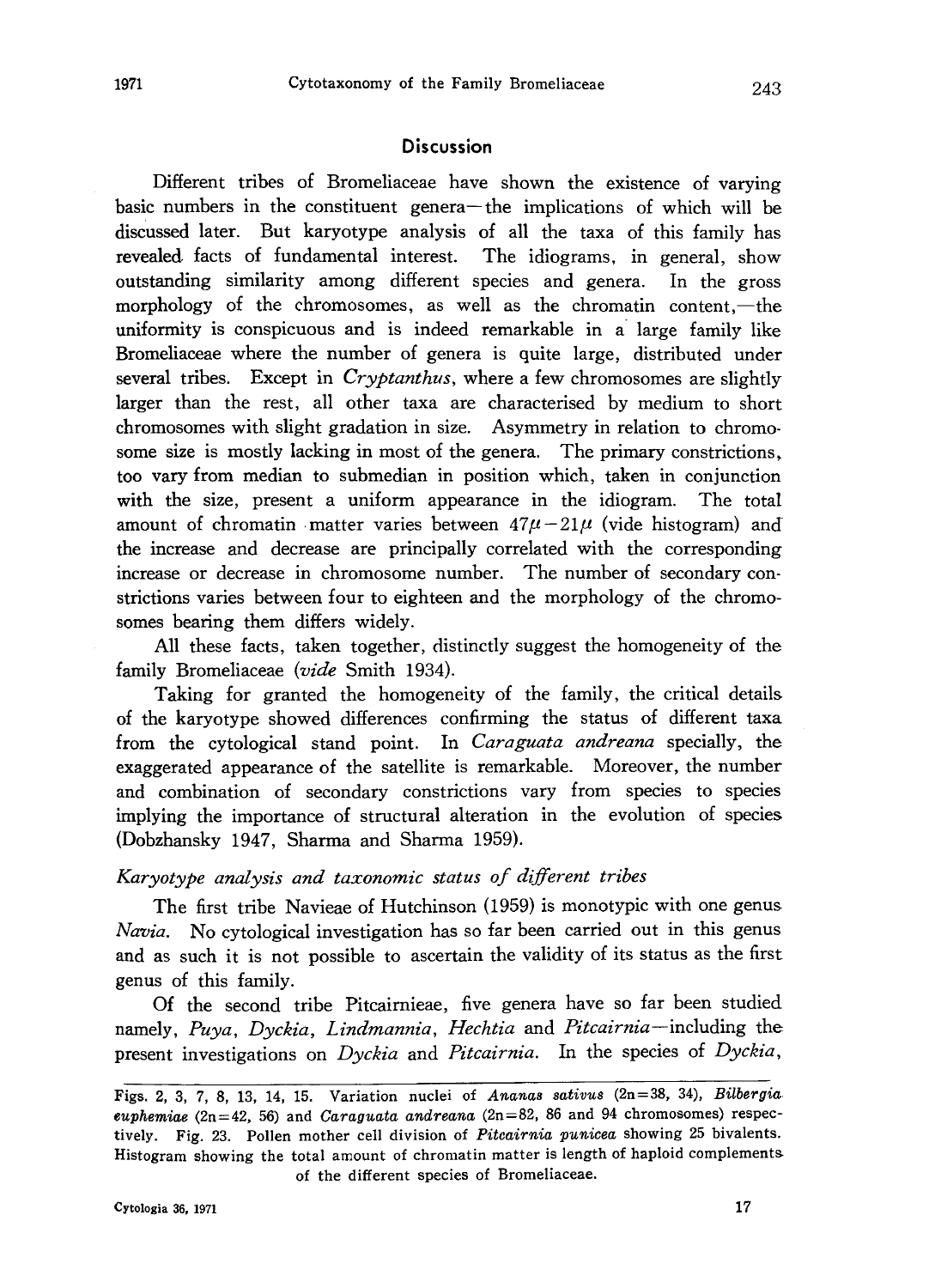## Discussion

Different tribes of Bromeliaceae have shown the existence of varying basic numbers in the constituent genera—the implications of which will be discussed later. But karyotype analysis of all the taxa of this family has revealed facts of fundamental interest. The idiograms, in general, show outstanding similarity among different species and genera. In the gross morphology of the chromosomes, as well as the chromatin content,—the uniformity is conspicuous and is indeed remarkable in a large family like Bromeliaceae where the number of genera is quite large, distributed under several tribes. Except in *Cryptanthus*, where a few chromosomes are slightly larger than the rest, all other taxa are characterised by medium to short chromosomes with slight gradation in size. Asymmetry in relation to chromosome size is mostly lacking in most of the genera. The primary constrictions, too vary from median to submedian in position which, taken in conjunction with the size, present a uniform appearance in the idiogram. The total amount of chromatin matter varies between $47\mu-21\mu$ (vide histogram) and the increase and decrease are principally correlated with the corresponding increase or decrease in chromosome number. The number of secondary constrictions varies between four to eighteen and the morphology of the chromosomes bearing them differs widely.

All these facts, taken together, distinctly suggest the homogeneity of the family Bromeliaceae (*vide* Smith 1934).

Taking for granted the homogeneity of the family, the critical details of the karyotype showed differences confirming the status of different taxa from the cytological stand point. In *Caraguata andreana* specially, the exaggerated appearance of the satellite is remarkable. Moreover, the number and combination of secondary constrictions vary from species to species implying the importance of structural alteration in the evolution of species (Dobzhansky 1947, Sharma and Sharma 1959).

### *Karyotype analysis and taxonomic status of different tribes*

The first tribe Navieae of Hutchinson (1959) is monotypic with one genus *Navia*. No cytological investigation has so far been carried out in this genus and as such it is not possible to ascertain the validity of its status as the first genus of this family.

Of the second tribe Pitcairnieae, five genera have so far been studied namely, *Puya*, *Dyckia*, *Lindmannia*, *Hechtia* and *Pitcairnia*—including the present investigations on *Dyckia* and *Pitcairnia*. In the species of *Dyckia*,

Figs. 2, 3, 7, 8, 13, 14, 15. Variation nuclei of *Ananas sativus* (2n=38, 34), *Bilbergia euphemiae* (2n=42, 56) and *Caraguata andreana* (2n=82, 86 and 94 chromosomes) respectively. Fig. 23. Pollen mother cell division of *Pitcairnia punicea* showing 25 bivalents. Histogram showing the total amount of chromatin matter is length of haploid complements of the different species of Bromeliaceae.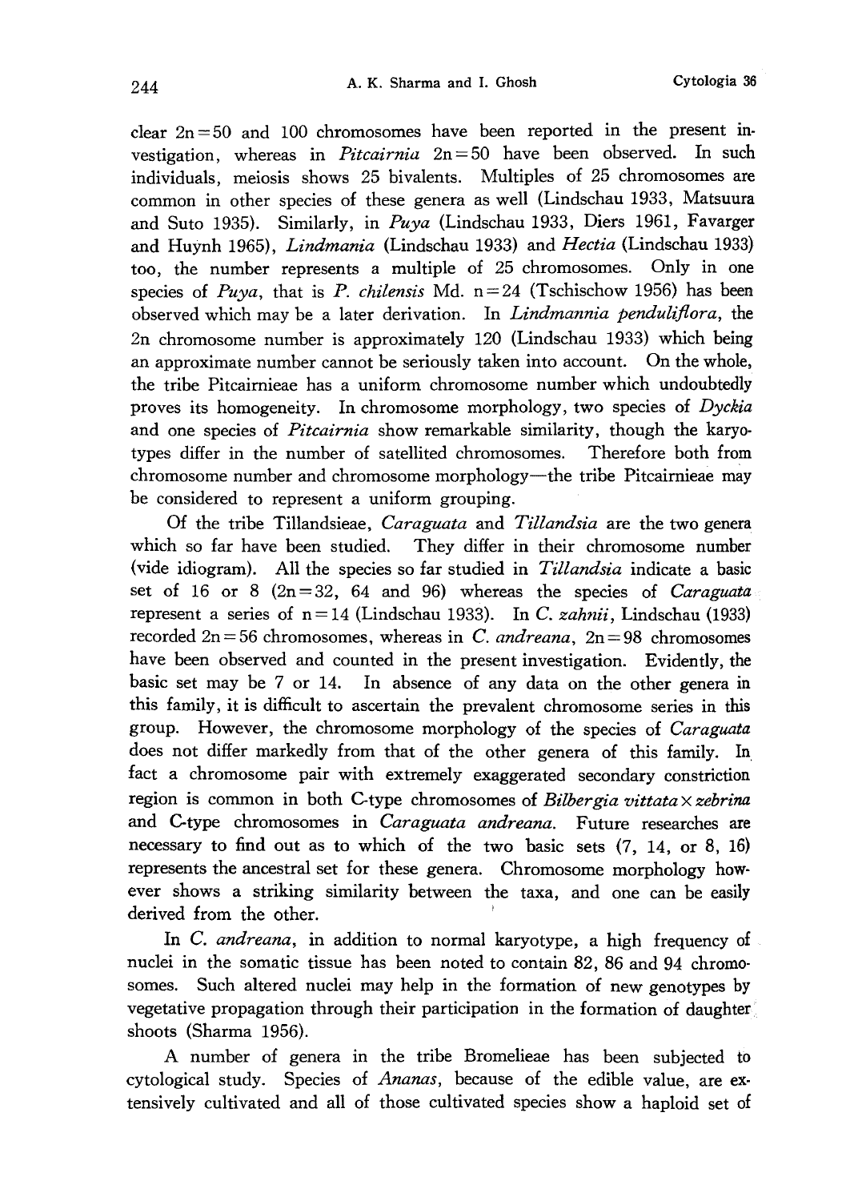clear $2n=50$ and 100 chromosomes have been reported in the present investigation, whereas in *Pitcairnia* $2n=50$ have been observed. In such individuals, meiosis shows 25 bivalents. Multiples of 25 chromosomes are common in other species of these genera as well (Lindschau 1933, Matsuura and Suto 1935). Similarly, in *Puya* (Lindschau 1933, Diers 1961, Favarger and Huynh 1965), *Lindmania* (Lindschau 1933) and *Hectia* (Lindschau 1933) too, the number represents a multiple of 25 chromosomes. Only in one species of *Puya*, that is *P. chilensis* Md. $n=24$ (Tschischow 1956) has been observed which may be a later derivation. In *Lindmannia penduliflora*, the 2n chromosome number is approximately 120 (Lindschau 1933) which being an approximate number cannot be seriously taken into account. On the whole, the tribe Pitcairnieae has a uniform chromosome number which undoubtedly proves its homogeneity. In chromosome morphology, two species of *Dyckia* and one species of *Pitcairnia* show remarkable similarity, though the karyotypes differ in the number of satellited chromosomes. Therefore both from chromosome number and chromosome morphology—the tribe Pitcairnieae may be considered to represent a uniform grouping.

Of the tribe Tillandsieae, *Caraguata* and *Tillandsia* are the two genera which so far have been studied. They differ in their chromosome number (vide idiogram). All the species so far studied in *Tillandsia* indicate a basic set of 16 or 8 ($2n=32$, 64 and 96) whereas the species of *Caraguata* represent a series of $n=14$ (Lindschau 1933). In *C. zahnii*, Lindschau (1933) recorded $2n=56$ chromosomes, whereas in *C. andreana*, $2n=98$ chromosomes have been observed and counted in the present investigation. Evidently, the basic set may be 7 or 14. In absence of any data on the other genera in this family, it is difficult to ascertain the prevalent chromosome series in this group. However, the chromosome morphology of the species of *Caraguata* does not differ markedly from that of the other genera of this family. In fact a chromosome pair with extremely exaggerated secondary constriction region is common in both C-type chromosomes of *Bilbergia vittata* × *zebrina* and C-type chromosomes in *Caraguata andreana*. Future researches are necessary to find out as to which of the two basic sets (7, 14, or 8, 16) represents the ancestral set for these genera. Chromosome morphology however shows a striking similarity between the taxa, and one can be easily derived from the other.

In *C. andreana*, in addition to normal karyotype, a high frequency of nuclei in the somatic tissue has been noted to contain 82, 86 and 94 chromosomes. Such altered nuclei may help in the formation of new genotypes by vegetative propagation through their participation in the formation of daughter shoots (Sharma 1956).

A number of genera in the tribe Bromelieae has been subjected to cytological study. Species of *Ananas*, because of the edible value, are extensively cultivated and all of those cultivated species show a haploid set of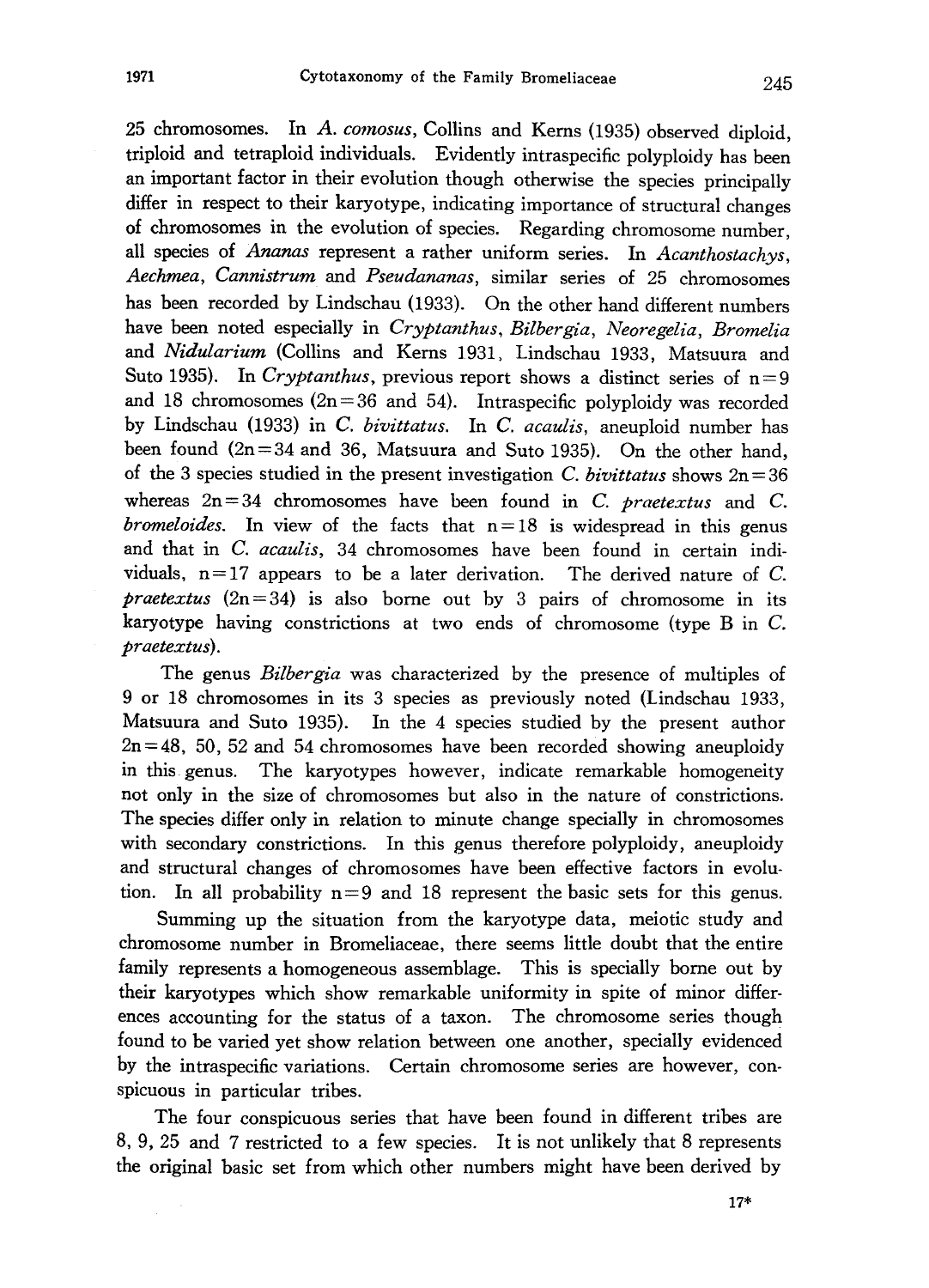25 chromosomes. In *A. comosus*, Collins and Kerns (1935) observed diploid, triploid and tetraploid individuals. Evidently intraspecific polyploidy has been an important factor in their evolution though otherwise the species principally differ in respect to their karyotype, indicating importance of structural changes of chromosomes in the evolution of species. Regarding chromosome number, all species of *Ananas* represent a rather uniform series. In *Acanthostachys*, *Aechmea*, *Cannistrum* and *Pseudananas*, similar series of 25 chromosomes has been recorded by Lindschau (1933). On the other hand different numbers have been noted especially in *Cryptanthus*, *Bilbergia*, *Neoregelia*, *Bromelia* and *Nidularium* (Collins and Kerns 1931, Lindschau 1933, Matsuura and Suto 1935). In *Cryptanthus*, previous report shows a distinct series of $n=9$ and 18 chromosomes ($2n=36$ and 54). Intraspecific polyploidy was recorded by Lindschau (1933) in *C. bivittatus*. In *C. acaulis*, aneuploid number has been found ($2n=34$ and 36, Matsuura and Suto 1935). On the other hand, of the 3 species studied in the present investigation *C. bivittatus* shows $2n=36$ whereas $2n=34$ chromosomes have been found in *C. praetextus* and *C. bromeloides*. In view of the facts that $n=18$ is widespread in this genus and that in *C. acaulis*, 34 chromosomes have been found in certain individuals, $n=17$ appears to be a later derivation. The derived nature of *C. praetextus* ($2n=34$) is also borne out by 3 pairs of chromosome in its karyotype having constrictions at two ends of chromosome (type B in *C. praetextus*).

The genus *Bilbergia* was characterized by the presence of multiples of 9 or 18 chromosomes in its 3 species as previously noted (Lindschau 1933, Matsuura and Suto 1935). In the 4 species studied by the present author $2n=48$, 50, 52 and 54 chromosomes have been recorded showing aneuploidy in this genus. The karyotypes however, indicate remarkable homogeneity not only in the size of chromosomes but also in the nature of constrictions. The species differ only in relation to minute change specially in chromosomes with secondary constrictions. In this genus therefore polyploidy, aneuploidy and structural changes of chromosomes have been effective factors in evolution. In all probability $n=9$ and 18 represent the basic sets for this genus.

Summing up the situation from the karyotype data, meiotic study and chromosome number in Bromeliaceae, there seems little doubt that the entire family represents a homogeneous assemblage. This is specially borne out by their karyotypes which show remarkable uniformity in spite of minor differences accounting for the status of a taxon. The chromosome series though found to be varied yet show relation between one another, specially evidenced by the intraspecific variations. Certain chromosome series are however, conspicuous in particular tribes.

The four conspicuous series that have been found in different tribes are 8, 9, 25 and 7 restricted to a few species. It is not unlikely that 8 represents the original basic set from which other numbers might have been derived by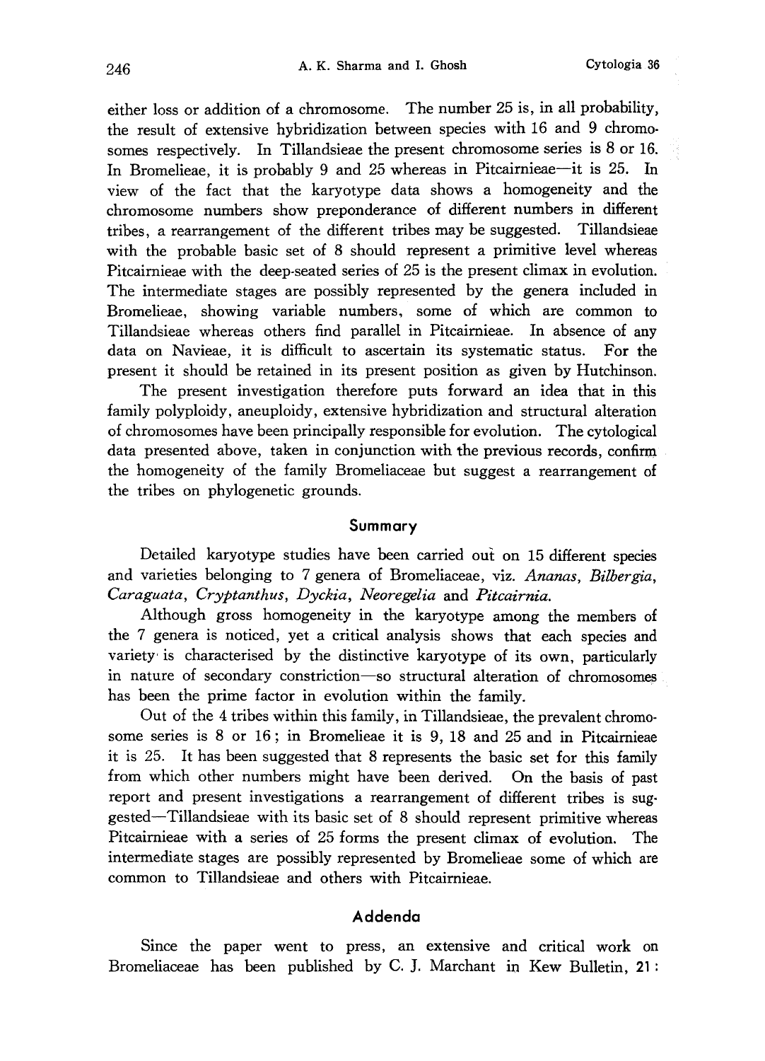either loss or addition of a chromosome. The number 25 is, in all probability, the result of extensive hybridization between species with 16 and 9 chromosomes respectively. In Tillandsieae the present chromosome series is 8 or 16. In Bromelieae, it is probably 9 and 25 whereas in Pitcairnieae—it is 25. In view of the fact that the karyotype data shows a homogeneity and the chromosome numbers show preponderance of different numbers in different tribes, a rearrangement of the different tribes may be suggested. Tillandsieae with the probable basic set of 8 should represent a primitive level whereas Pitcairnieae with the deep-seated series of 25 is the present climax in evolution. The intermediate stages are possibly represented by the genera included in Bromelieae, showing variable numbers, some of which are common to Tillandsieae whereas others find parallel in Pitcairnieae. In absence of any data on Navieae, it is difficult to ascertain its systematic status. For the present it should be retained in its present position as given by Hutchinson.

The present investigation therefore puts forward an idea that in this family polyploidy, aneuploidy, extensive hybridization and structural alteration of chromosomes have been principally responsible for evolution. The cytological data presented above, taken in conjunction with the previous records, confirm the homogeneity of the family Bromeliaceae but suggest a rearrangement of the tribes on phylogenetic grounds.

## Summary

Detailed karyotype studies have been carried out on 15 different species and varieties belonging to 7 genera of Bromeliaceae, viz. *Ananas*, *Bilbergia*, *Caraguata*, *Cryptanthus*, *Dyckia*, *Neoregelia* and *Pitcairnia*.

Although gross homogeneity in the karyotype among the members of the 7 genera is noticed, yet a critical analysis shows that each species and variety is characterised by the distinctive karyotype of its own, particularly in nature of secondary constriction—so structural alteration of chromosomes has been the prime factor in evolution within the family.

Out of the 4 tribes within this family, in Tillandsieae, the prevalent chromosome series is 8 or 16; in Bromelieae it is 9, 18 and 25 and in Pitcairnieae it is 25. It has been suggested that 8 represents the basic set for this family from which other numbers might have been derived. On the basis of past report and present investigations a rearrangement of different tribes is suggested—Tillandsieae with its basic set of 8 should represent primitive whereas Pitcairnieae with a series of 25 forms the present climax of evolution. The intermediate stages are possibly represented by Bromelieae some of which are common to Tillandsieae and others with Pitcairnieae.

## Addenda

Since the paper went to press, an extensive and critical work on Bromeliaceae has been published by C. J. Marchant in Kew Bulletin, **21**: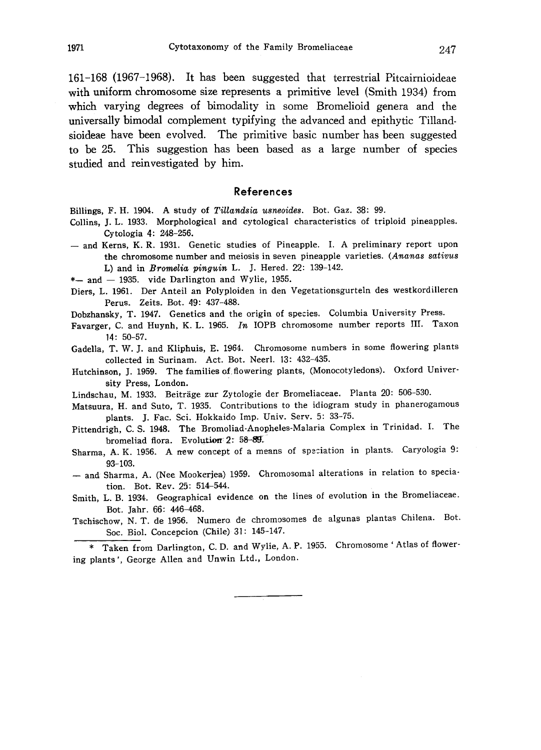161–168 (1967–1968). It has been suggested that terrestrial Pitcairnioideae with uniform chromosome size represents a primitive level (Smith 1934) from which varying degrees of bimodality in some Bromelioid genera and the universally bimodal complement typifying the advanced and epithytic Tillandsioideae have been evolved. The primitive basic number has been suggested to be 25. This suggestion has been based as a large number of species studied and reinvestigated by him.

## References

Billings, F. H. 1904. A study of *Tillandsia usneoides*. Bot. Gaz. 38: 99.

Collins, J. L. 1933. Morphological and cytological characteristics of triploid pineapples. Cytologia 4: 248–256.

— and Kerns, K. R. 1931. Genetic studies of Pineapple. I. A preliminary report upon the chromosome number and meiosis in seven pineapple varieties. (*Ananas sativus* L) and in *Bromelia pinguin* L. J. Hered. 22: 139–142.

\*— and — 1935. vide Darlington and Wylie, 1955.

Diers, L. 1961. Der Anteil an Polyploiden in den Vegetationsgurteln des westkordilleren Perus. Zeits. Bot. 49: 437–488.

Dobzhansky, T. 1947. Genetics and the origin of species. Columbia University Press.

Favarger, C. and Huynh, K. L. 1965. *In* IOPB chromosome number reports III. Taxon 14: 50–57.

Gadella, T. W. J. and Kliphuis, E. 1964. Chromosome numbers in some flowering plants collected in Surinam. Act. Bot. Neerl. 13: 432–435.

Hutchinson, J. 1959. The families of flowering plants, (Monocotyledons). Oxford University Press, London.

Lindschau, M. 1933. Beiträge zur Zytologie der Bromeliaceae. Planta 20: 506–530.

Matsuura, H. and Suto, T. 1935. Contributions to the idiogram study in phanerogamous plants. J. Fac. Sci. Hokkaido Imp. Univ. Serv. 5: 33–75.

Pittendrigh, C. S. 1948. The Bromoliad-Anopheles-Malaria Complex in Trinidad. I. The bromeliad flora. Evolution 2: 58–89.

Sharma, A. K. 1956. A new concept of a means of speciation in plants. Caryologia 9: 93–103.

— and Sharma, A. (Nee Mookerjea) 1959. Chromosomal alterations in relation to speciation. Bot. Rev. 25: 514–544.

Smith, L. B. 1934. Geographical evidence on the lines of evolution in the Bromeliaceae. Bot. Jahr. 66: 446–468.

Tschischow, N. T. de 1956. Numero de chromosomes de algunas plantas Chilena. Bot. Soc. Biol. Concepcion (Chile) 31: 145–147.

\* Taken from Darlington, C. D. and Wylie, A. P. 1955. Chromosome 'Atlas of flowering plants', George Allen and Unwin Ltd., London.